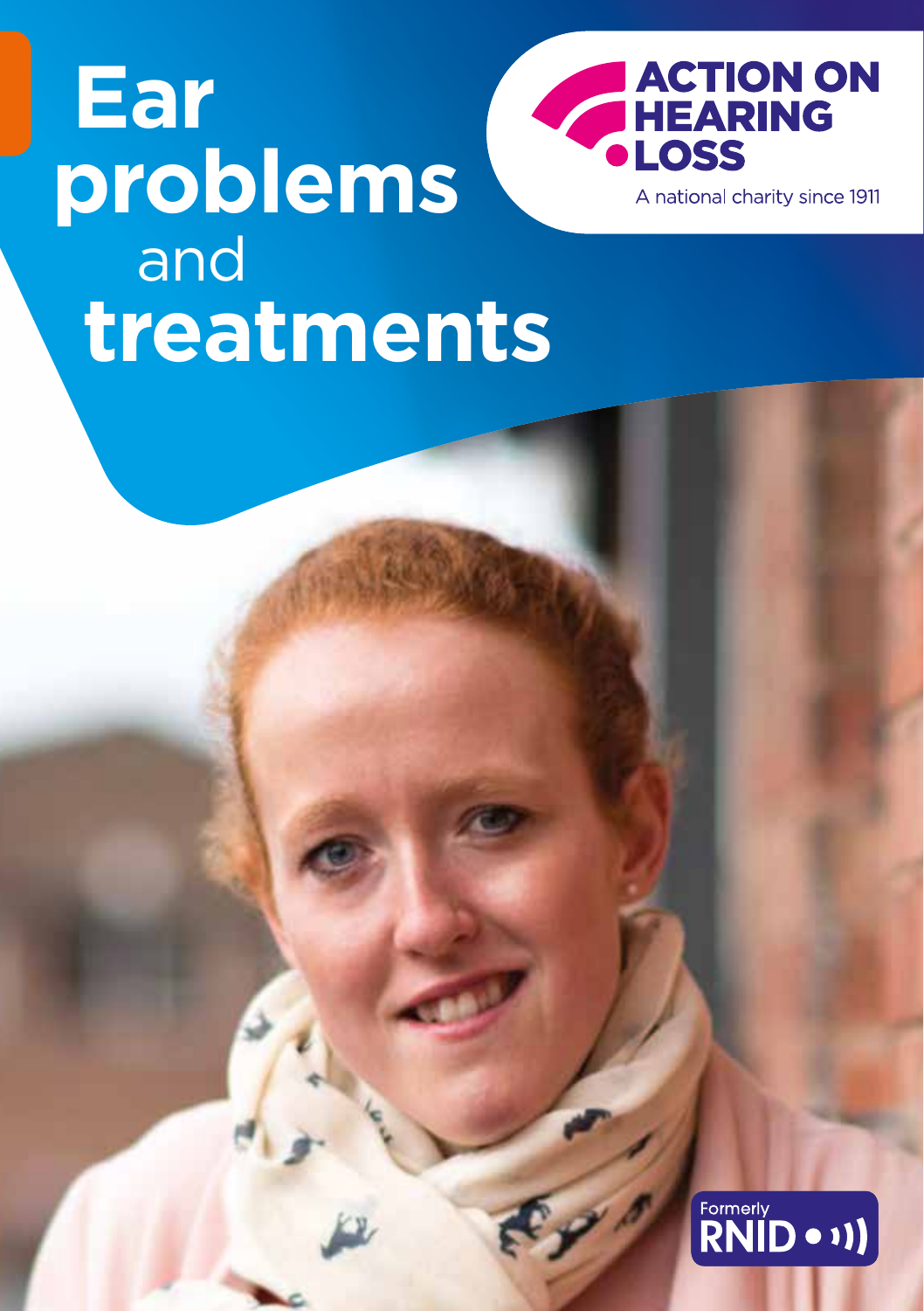# Ear problems and treatments

ACTION ON HEARING LOSS

A national charity since 1911

Formerly RNID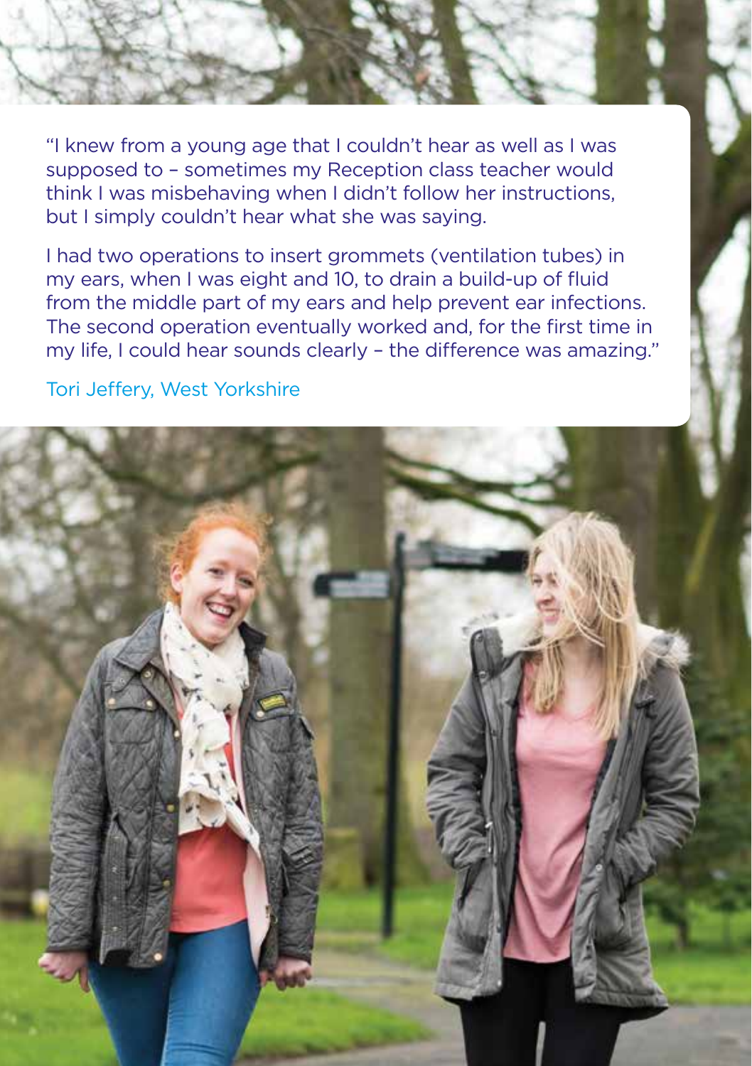"I knew from a young age that I couldn't hear as well as I was supposed to – sometimes my Reception class teacher would think I was misbehaving when I didn't follow her instructions, but I simply couldn't hear what she was saying.

I had two operations to insert grommets (ventilation tubes) in my ears, when I was eight and 10, to drain a build-up of fluid from the middle part of my ears and help prevent ear infections. The second operation eventually worked and, for the first time in my life, I could hear sounds clearly – the difference was amazing."

Tori Jeffery, West Yorkshire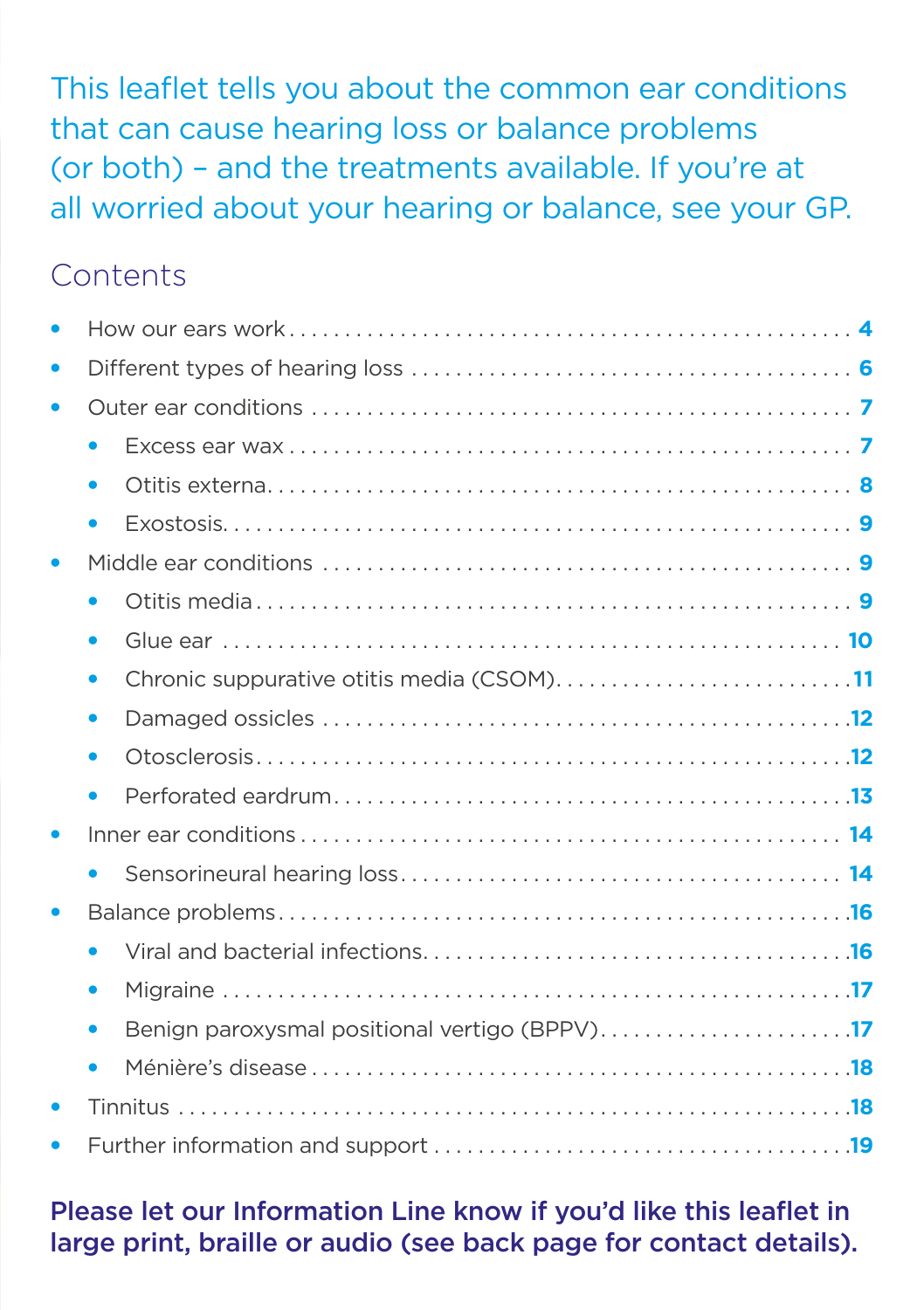This leaflet tells you about the common ear conditions that can cause hearing loss or balance problems (or both) – and the treatments available. If you're at all worried about your hearing or balance, see your GP.

## Contents

- How our ears work .......... 4
- Different types of hearing loss .......... 6
- Outer ear conditions .......... 7
  - Excess ear wax .......... 7
  - Otitis externa .......... 8
  - Exostosis .......... 9
- Middle ear conditions .......... 9
  - Otitis media .......... 9
  - Glue ear .......... 10
  - Chronic suppurative otitis media (CSOM) .......... 11
  - Damaged ossicles .......... 12
  - Otosclerosis .......... 12
  - Perforated eardrum .......... 13
- Inner ear conditions .......... 14
  - Sensorineural hearing loss .......... 14
- Balance problems .......... 16
  - Viral and bacterial infections .......... 16
  - Migraine .......... 17
  - Benign paroxysmal positional vertigo (BPPV) .......... 17
  - Ménière's disease .......... 18
- Tinnitus .......... 18
- Further information and support .......... 19

**Please let our Information Line know if you'd like this leaflet in large print, braille or audio (see back page for contact details).**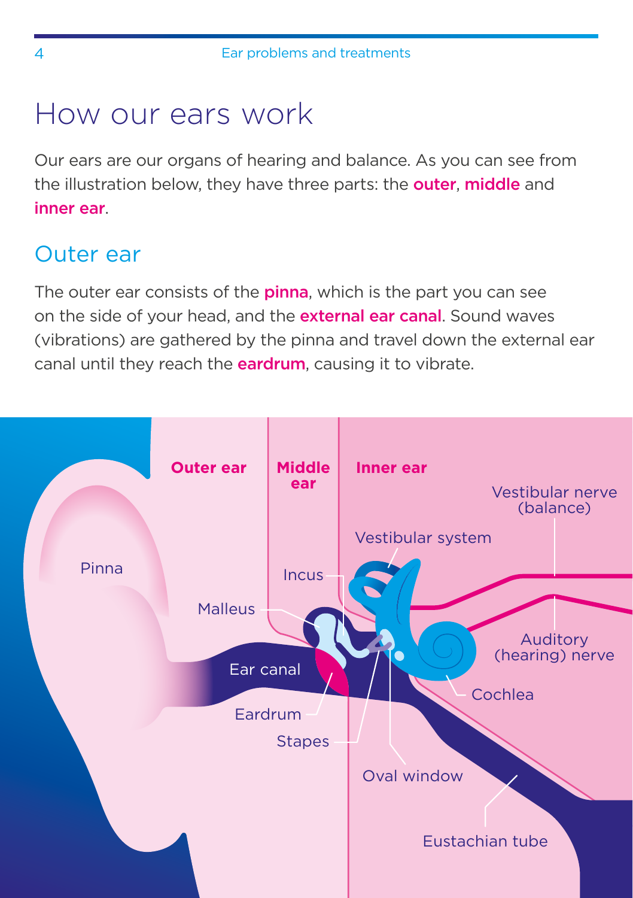# How our ears work

Our ears are our organs of hearing and balance. As you can see from the illustration below, they have three parts: the **outer**, **middle** and **inner ear**.

## Outer ear

The outer ear consists of the **pinna**, which is the part you can see on the side of your head, and the **external ear canal**. Sound waves (vibrations) are gathered by the pinna and travel down the external ear canal until they reach the **eardrum**, causing it to vibrate.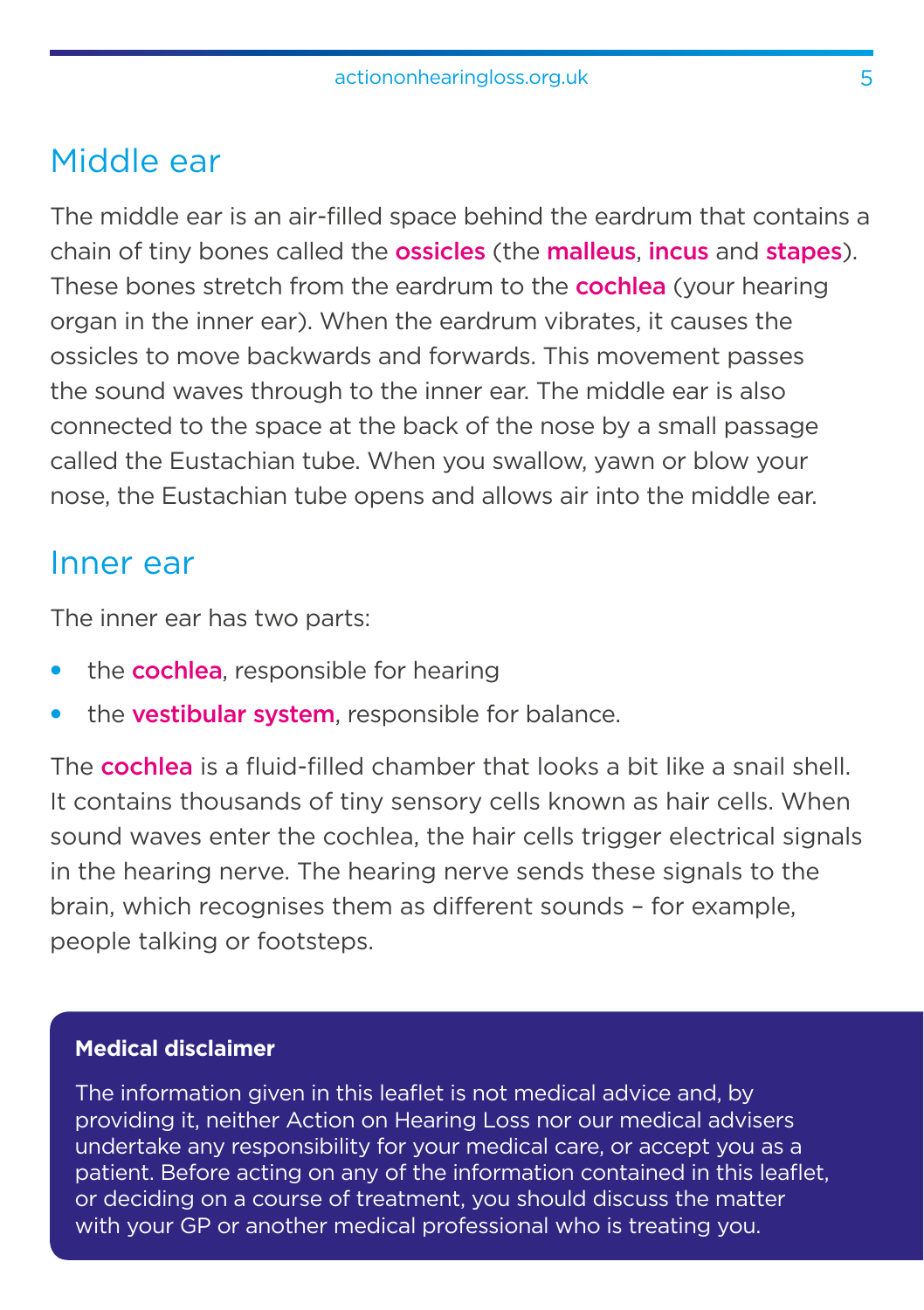## Middle ear

The middle ear is an air-filled space behind the eardrum that contains a chain of tiny bones called the **ossicles** (the **malleus**, **incus** and **stapes**). These bones stretch from the eardrum to the **cochlea** (your hearing organ in the inner ear). When the eardrum vibrates, it causes the ossicles to move backwards and forwards. This movement passes the sound waves through to the inner ear. The middle ear is also connected to the space at the back of the nose by a small passage called the Eustachian tube. When you swallow, yawn or blow your nose, the Eustachian tube opens and allows air into the middle ear.

## Inner ear

The inner ear has two parts:

- the **cochlea**, responsible for hearing
- the **vestibular system**, responsible for balance.

The **cochlea** is a fluid-filled chamber that looks a bit like a snail shell. It contains thousands of tiny sensory cells known as hair cells. When sound waves enter the cochlea, the hair cells trigger electrical signals in the hearing nerve. The hearing nerve sends these signals to the brain, which recognises them as different sounds – for example, people talking or footsteps.

**Medical disclaimer**

The information given in this leaflet is not medical advice and, by providing it, neither Action on Hearing Loss nor our medical advisers undertake any responsibility for your medical care, or accept you as a patient. Before acting on any of the information contained in this leaflet, or deciding on a course of treatment, you should discuss the matter with your GP or another medical professional who is treating you.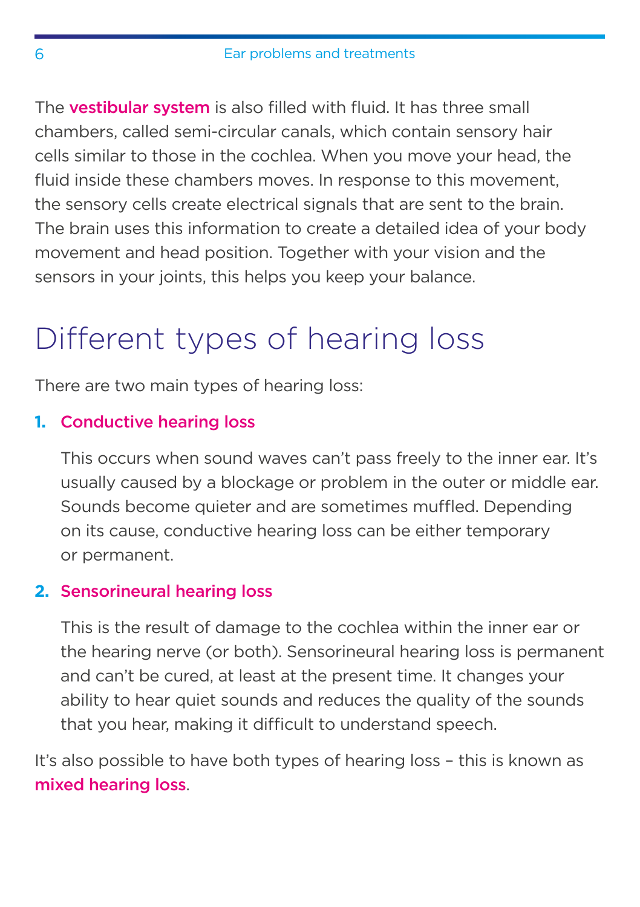The **vestibular system** is also filled with fluid. It has three small chambers, called semi-circular canals, which contain sensory hair cells similar to those in the cochlea. When you move your head, the fluid inside these chambers moves. In response to this movement, the sensory cells create electrical signals that are sent to the brain. The brain uses this information to create a detailed idea of your body movement and head position. Together with your vision and the sensors in your joints, this helps you keep your balance.

# Different types of hearing loss

There are two main types of hearing loss:

1. **Conductive hearing loss**

   This occurs when sound waves can't pass freely to the inner ear. It's usually caused by a blockage or problem in the outer or middle ear. Sounds become quieter and are sometimes muffled. Depending on its cause, conductive hearing loss can be either temporary or permanent.

2. **Sensorineural hearing loss**

   This is the result of damage to the cochlea within the inner ear or the hearing nerve (or both). Sensorineural hearing loss is permanent and can't be cured, at least at the present time. It changes your ability to hear quiet sounds and reduces the quality of the sounds that you hear, making it difficult to understand speech.

It's also possible to have both types of hearing loss – this is known as **mixed hearing loss**.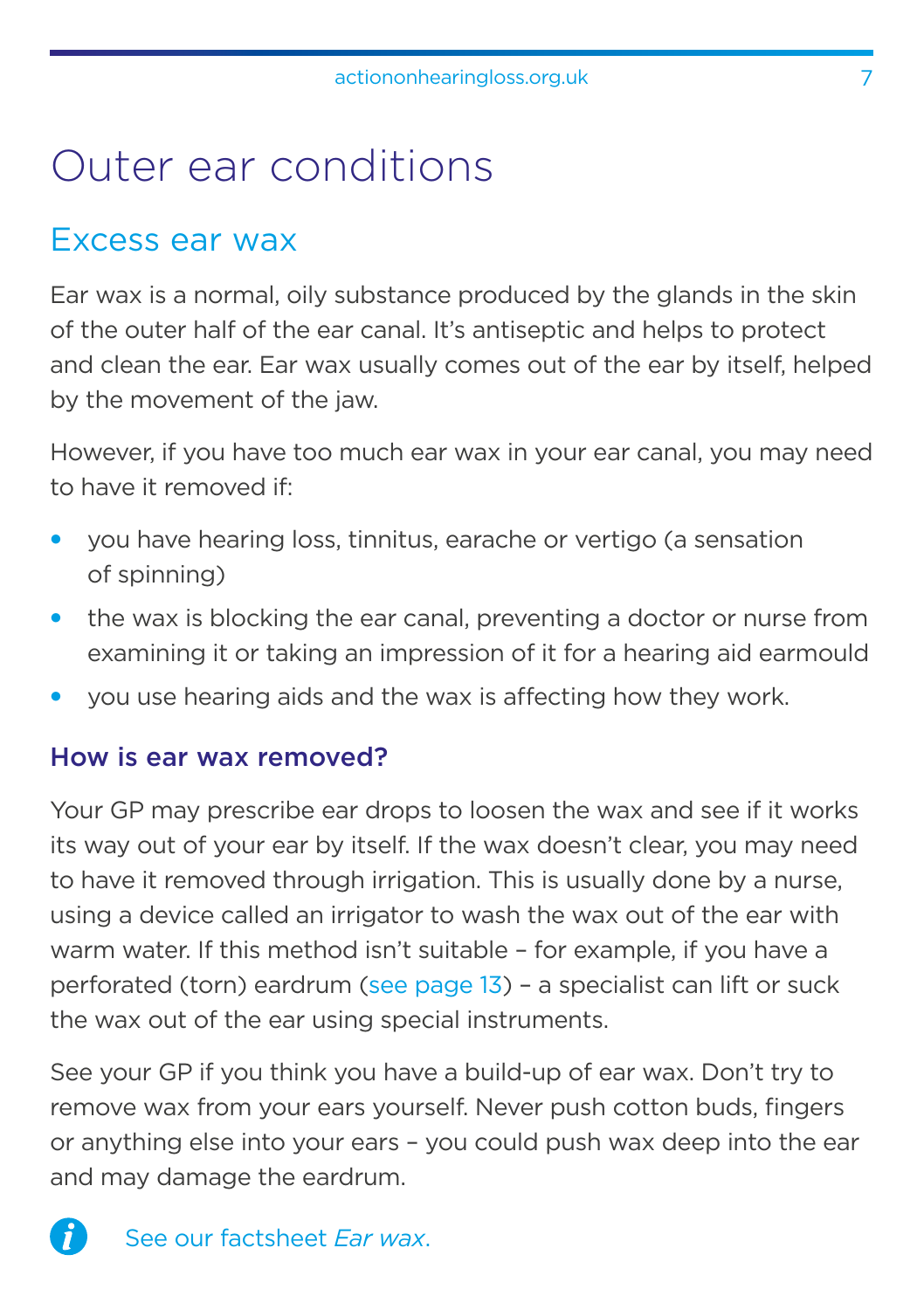# Outer ear conditions

## Excess ear wax

Ear wax is a normal, oily substance produced by the glands in the skin of the outer half of the ear canal. It's antiseptic and helps to protect and clean the ear. Ear wax usually comes out of the ear by itself, helped by the movement of the jaw.

However, if you have too much ear wax in your ear canal, you may need to have it removed if:

- you have hearing loss, tinnitus, earache or vertigo (a sensation of spinning)
- the wax is blocking the ear canal, preventing a doctor or nurse from examining it or taking an impression of it for a hearing aid earmould
- you use hearing aids and the wax is affecting how they work.

### How is ear wax removed?

Your GP may prescribe ear drops to loosen the wax and see if it works its way out of your ear by itself. If the wax doesn't clear, you may need to have it removed through irrigation. This is usually done by a nurse, using a device called an irrigator to wash the wax out of the ear with warm water. If this method isn't suitable – for example, if you have a perforated (torn) eardrum (see page 13) – a specialist can lift or suck the wax out of the ear using special instruments.

See your GP if you think you have a build-up of ear wax. Don't try to remove wax from your ears yourself. Never push cotton buds, fingers or anything else into your ears – you could push wax deep into the ear and may damage the eardrum.

See our factsheet *Ear wax*.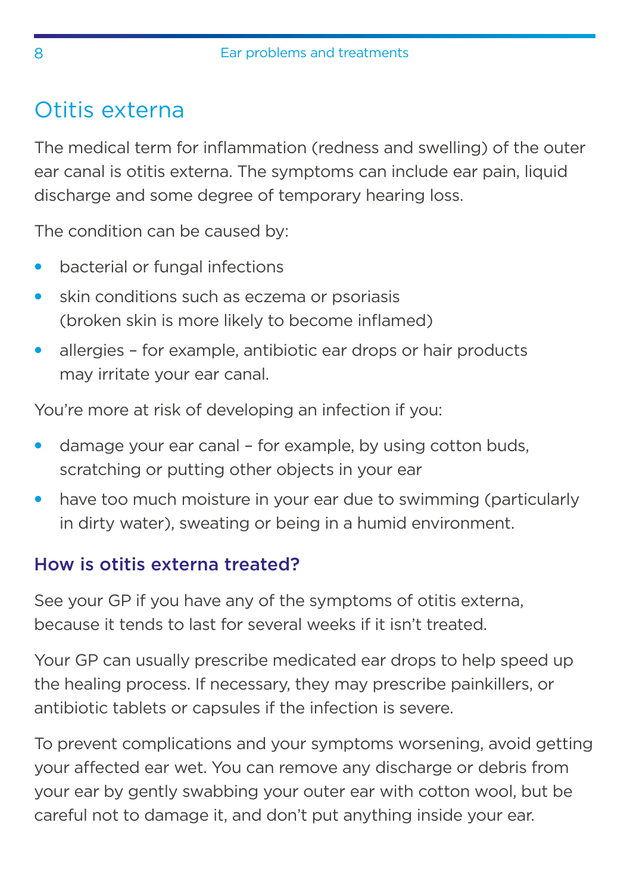## Otitis externa

The medical term for inflammation (redness and swelling) of the outer ear canal is otitis externa. The symptoms can include ear pain, liquid discharge and some degree of temporary hearing loss.

The condition can be caused by:

- bacterial or fungal infections
- skin conditions such as eczema or psoriasis (broken skin is more likely to become inflamed)
- allergies – for example, antibiotic ear drops or hair products may irritate your ear canal.

You're more at risk of developing an infection if you:

- damage your ear canal – for example, by using cotton buds, scratching or putting other objects in your ear
- have too much moisture in your ear due to swimming (particularly in dirty water), sweating or being in a humid environment.

### How is otitis externa treated?

See your GP if you have any of the symptoms of otitis externa, because it tends to last for several weeks if it isn't treated.

Your GP can usually prescribe medicated ear drops to help speed up the healing process. If necessary, they may prescribe painkillers, or antibiotic tablets or capsules if the infection is severe.

To prevent complications and your symptoms worsening, avoid getting your affected ear wet. You can remove any discharge or debris from your ear by gently swabbing your outer ear with cotton wool, but be careful not to damage it, and don't put anything inside your ear.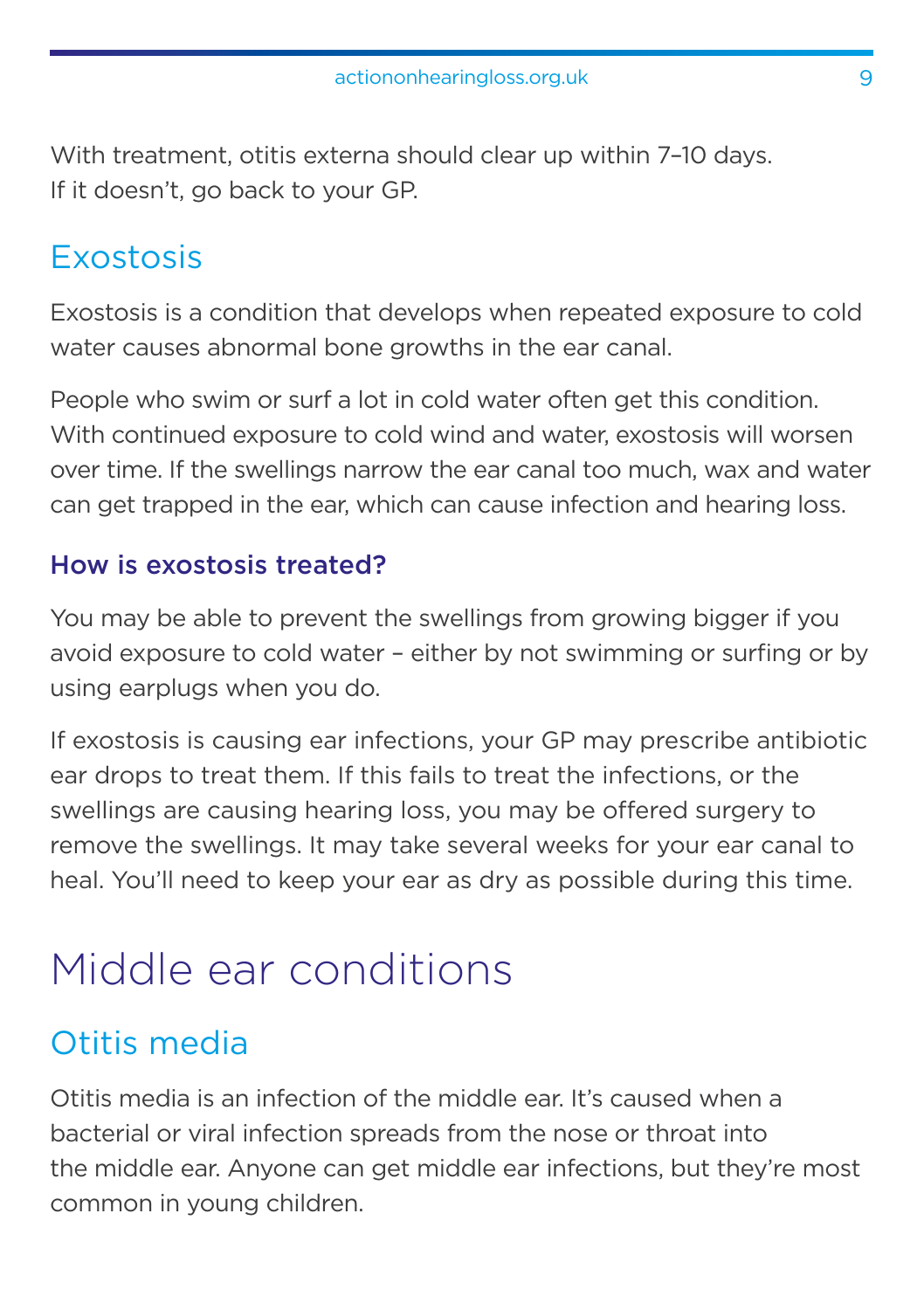With treatment, otitis externa should clear up within 7–10 days. If it doesn't, go back to your GP.

## Exostosis

Exostosis is a condition that develops when repeated exposure to cold water causes abnormal bone growths in the ear canal.

People who swim or surf a lot in cold water often get this condition. With continued exposure to cold wind and water, exostosis will worsen over time. If the swellings narrow the ear canal too much, wax and water can get trapped in the ear, which can cause infection and hearing loss.

### How is exostosis treated?

You may be able to prevent the swellings from growing bigger if you avoid exposure to cold water – either by not swimming or surfing or by using earplugs when you do.

If exostosis is causing ear infections, your GP may prescribe antibiotic ear drops to treat them. If this fails to treat the infections, or the swellings are causing hearing loss, you may be offered surgery to remove the swellings. It may take several weeks for your ear canal to heal. You'll need to keep your ear as dry as possible during this time.

# Middle ear conditions

## Otitis media

Otitis media is an infection of the middle ear. It's caused when a bacterial or viral infection spreads from the nose or throat into the middle ear. Anyone can get middle ear infections, but they're most common in young children.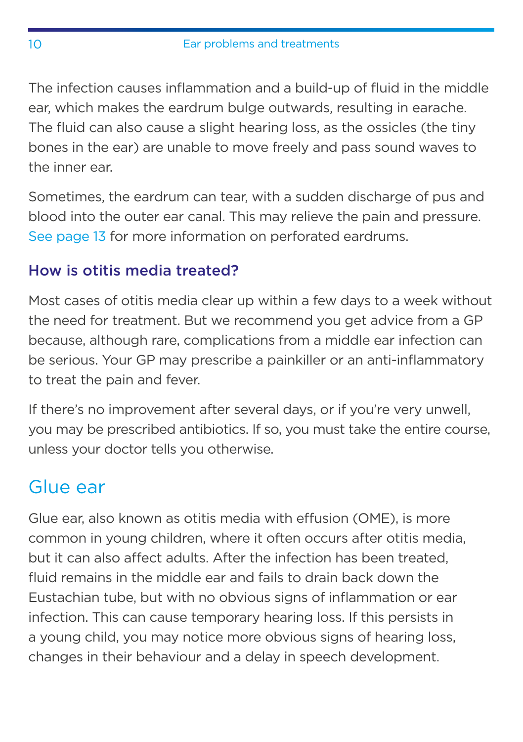The infection causes inflammation and a build-up of fluid in the middle ear, which makes the eardrum bulge outwards, resulting in earache. The fluid can also cause a slight hearing loss, as the ossicles (the tiny bones in the ear) are unable to move freely and pass sound waves to the inner ear.

Sometimes, the eardrum can tear, with a sudden discharge of pus and blood into the outer ear canal. This may relieve the pain and pressure. See page 13 for more information on perforated eardrums.

### How is otitis media treated?

Most cases of otitis media clear up within a few days to a week without the need for treatment. But we recommend you get advice from a GP because, although rare, complications from a middle ear infection can be serious. Your GP may prescribe a painkiller or an anti-inflammatory to treat the pain and fever.

If there's no improvement after several days, or if you're very unwell, you may be prescribed antibiotics. If so, you must take the entire course, unless your doctor tells you otherwise.

## Glue ear

Glue ear, also known as otitis media with effusion (OME), is more common in young children, where it often occurs after otitis media, but it can also affect adults. After the infection has been treated, fluid remains in the middle ear and fails to drain back down the Eustachian tube, but with no obvious signs of inflammation or ear infection. This can cause temporary hearing loss. If this persists in a young child, you may notice more obvious signs of hearing loss, changes in their behaviour and a delay in speech development.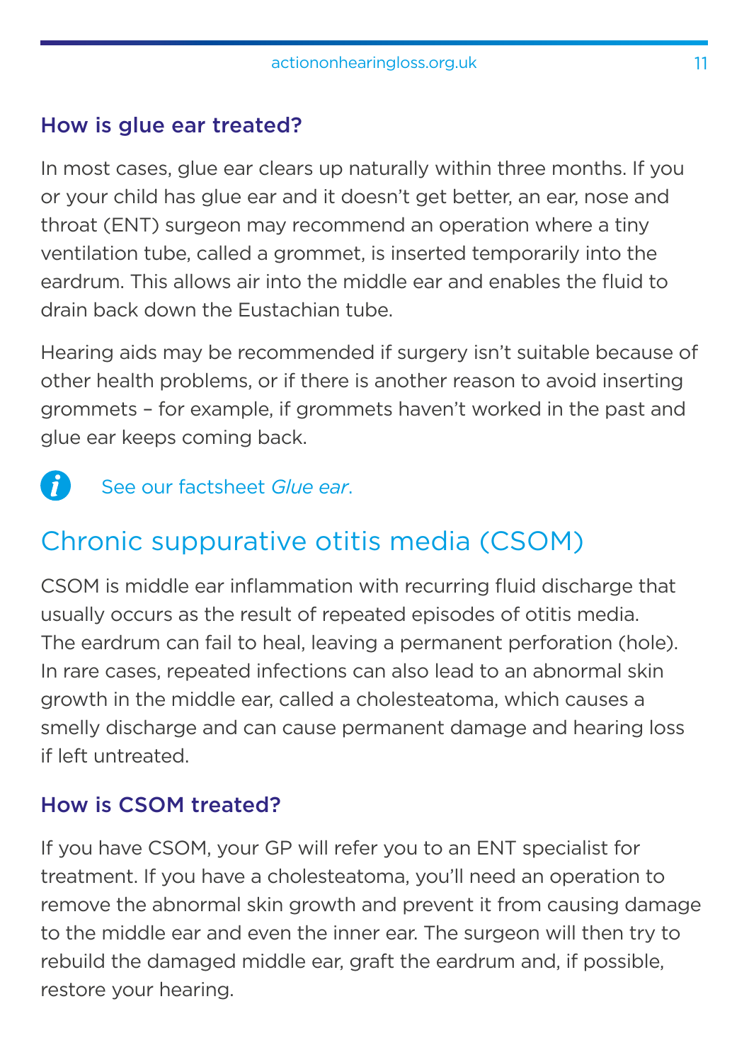### How is glue ear treated?

In most cases, glue ear clears up naturally within three months. If you or your child has glue ear and it doesn't get better, an ear, nose and throat (ENT) surgeon may recommend an operation where a tiny ventilation tube, called a grommet, is inserted temporarily into the eardrum. This allows air into the middle ear and enables the fluid to drain back down the Eustachian tube.

Hearing aids may be recommended if surgery isn't suitable because of other health problems, or if there is another reason to avoid inserting grommets – for example, if grommets haven't worked in the past and glue ear keeps coming back.

See our factsheet *Glue ear*.

## Chronic suppurative otitis media (CSOM)

CSOM is middle ear inflammation with recurring fluid discharge that usually occurs as the result of repeated episodes of otitis media. The eardrum can fail to heal, leaving a permanent perforation (hole). In rare cases, repeated infections can also lead to an abnormal skin growth in the middle ear, called a cholesteatoma, which causes a smelly discharge and can cause permanent damage and hearing loss if left untreated.

### How is CSOM treated?

If you have CSOM, your GP will refer you to an ENT specialist for treatment. If you have a cholesteatoma, you'll need an operation to remove the abnormal skin growth and prevent it from causing damage to the middle ear and even the inner ear. The surgeon will then try to rebuild the damaged middle ear, graft the eardrum and, if possible, restore your hearing.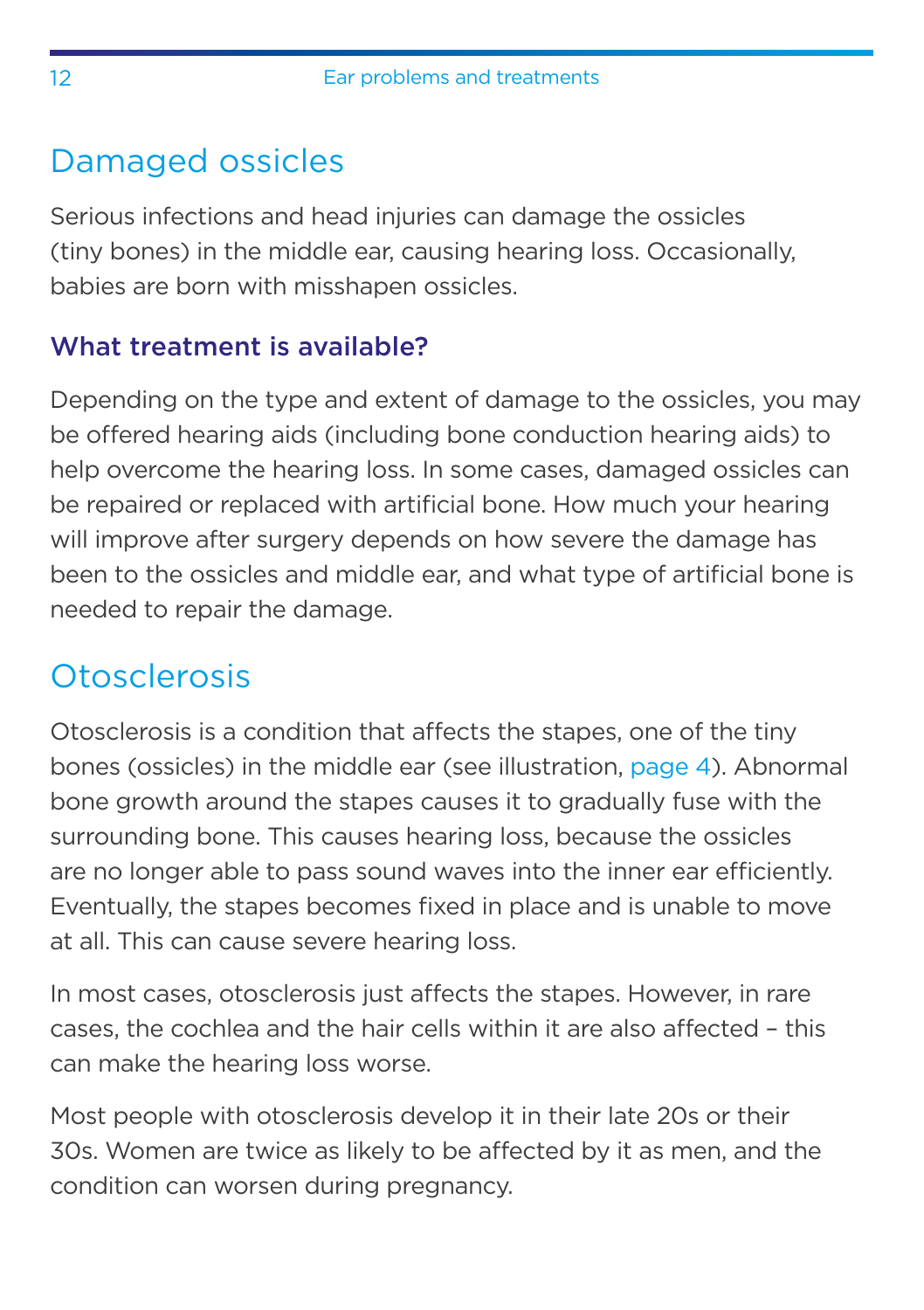## Damaged ossicles

Serious infections and head injuries can damage the ossicles (tiny bones) in the middle ear, causing hearing loss. Occasionally, babies are born with misshapen ossicles.

### What treatment is available?

Depending on the type and extent of damage to the ossicles, you may be offered hearing aids (including bone conduction hearing aids) to help overcome the hearing loss. In some cases, damaged ossicles can be repaired or replaced with artificial bone. How much your hearing will improve after surgery depends on how severe the damage has been to the ossicles and middle ear, and what type of artificial bone is needed to repair the damage.

## Otosclerosis

Otosclerosis is a condition that affects the stapes, one of the tiny bones (ossicles) in the middle ear (see illustration, page 4). Abnormal bone growth around the stapes causes it to gradually fuse with the surrounding bone. This causes hearing loss, because the ossicles are no longer able to pass sound waves into the inner ear efficiently. Eventually, the stapes becomes fixed in place and is unable to move at all. This can cause severe hearing loss.

In most cases, otosclerosis just affects the stapes. However, in rare cases, the cochlea and the hair cells within it are also affected – this can make the hearing loss worse.

Most people with otosclerosis develop it in their late 20s or their 30s. Women are twice as likely to be affected by it as men, and the condition can worsen during pregnancy.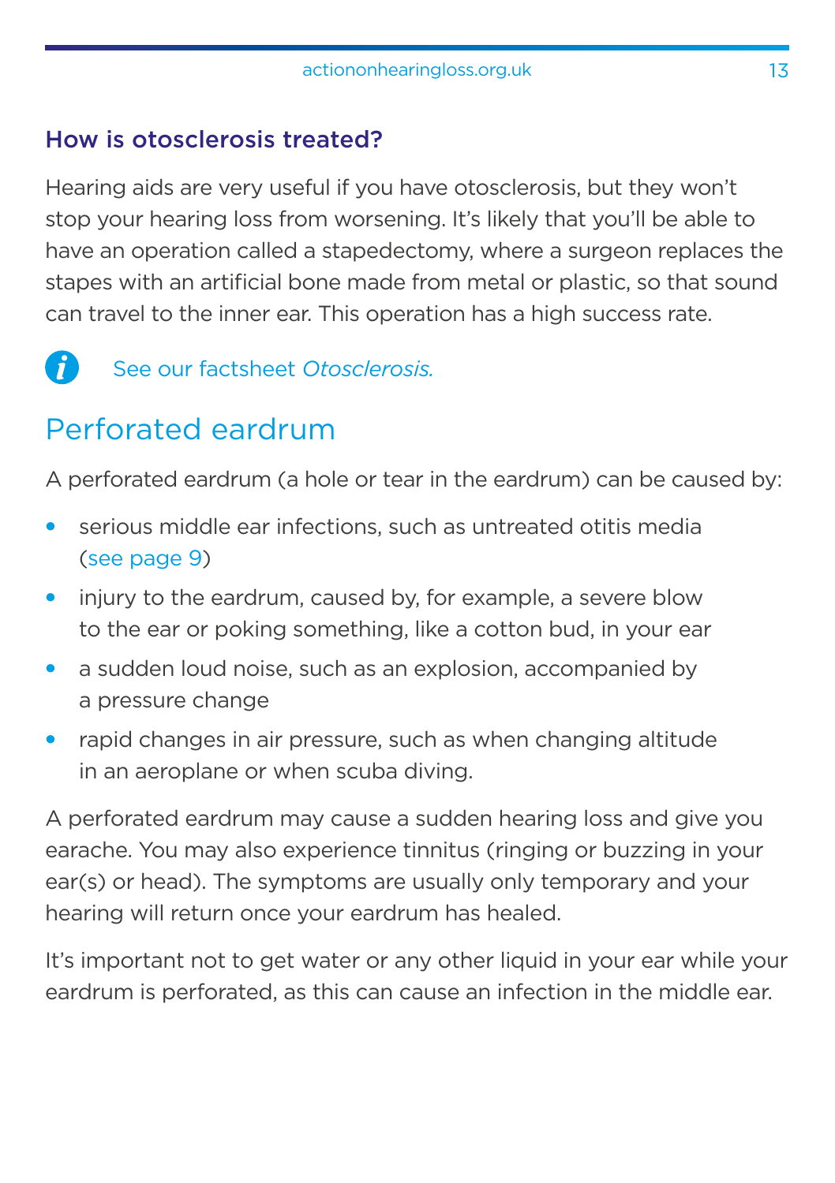### How is otosclerosis treated?

Hearing aids are very useful if you have otosclerosis, but they won't stop your hearing loss from worsening. It's likely that you'll be able to have an operation called a stapedectomy, where a surgeon replaces the stapes with an artificial bone made from metal or plastic, so that sound can travel to the inner ear. This operation has a high success rate.

See our factsheet *Otosclerosis.*

## Perforated eardrum

A perforated eardrum (a hole or tear in the eardrum) can be caused by:

- serious middle ear infections, such as untreated otitis media (see page 9)
- injury to the eardrum, caused by, for example, a severe blow to the ear or poking something, like a cotton bud, in your ear
- a sudden loud noise, such as an explosion, accompanied by a pressure change
- rapid changes in air pressure, such as when changing altitude in an aeroplane or when scuba diving.

A perforated eardrum may cause a sudden hearing loss and give you earache. You may also experience tinnitus (ringing or buzzing in your ear(s) or head). The symptoms are usually only temporary and your hearing will return once your eardrum has healed.

It's important not to get water or any other liquid in your ear while your eardrum is perforated, as this can cause an infection in the middle ear.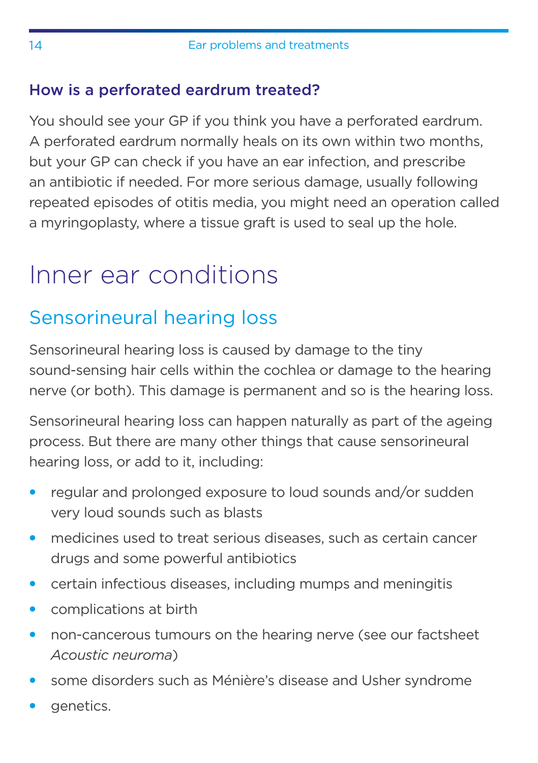### How is a perforated eardrum treated?

You should see your GP if you think you have a perforated eardrum. A perforated eardrum normally heals on its own within two months, but your GP can check if you have an ear infection, and prescribe an antibiotic if needed. For more serious damage, usually following repeated episodes of otitis media, you might need an operation called a myringoplasty, where a tissue graft is used to seal up the hole.

# Inner ear conditions

## Sensorineural hearing loss

Sensorineural hearing loss is caused by damage to the tiny sound-sensing hair cells within the cochlea or damage to the hearing nerve (or both). This damage is permanent and so is the hearing loss.

Sensorineural hearing loss can happen naturally as part of the ageing process. But there are many other things that cause sensorineural hearing loss, or add to it, including:

- regular and prolonged exposure to loud sounds and/or sudden very loud sounds such as blasts
- medicines used to treat serious diseases, such as certain cancer drugs and some powerful antibiotics
- certain infectious diseases, including mumps and meningitis
- complications at birth
- non-cancerous tumours on the hearing nerve (see our factsheet *Acoustic neuroma*)
- some disorders such as Ménière's disease and Usher syndrome
- genetics.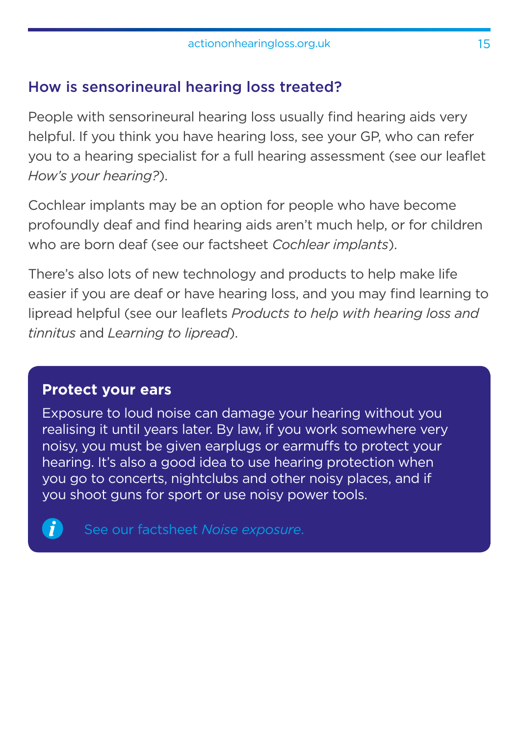## How is sensorineural hearing loss treated?

People with sensorineural hearing loss usually find hearing aids very helpful. If you think you have hearing loss, see your GP, who can refer you to a hearing specialist for a full hearing assessment (see our leaflet *How's your hearing?*).

Cochlear implants may be an option for people who have become profoundly deaf and find hearing aids aren't much help, or for children who are born deaf (see our factsheet *Cochlear implants*).

There's also lots of new technology and products to help make life easier if you are deaf or have hearing loss, and you may find learning to lipread helpful (see our leaflets *Products to help with hearing loss and tinnitus* and *Learning to lipread*).

### Protect your ears

Exposure to loud noise can damage your hearing without you realising it until years later. By law, if you work somewhere very noisy, you must be given earplugs or earmuffs to protect your hearing. It's also a good idea to use hearing protection when you go to concerts, nightclubs and other noisy places, and if you shoot guns for sport or use noisy power tools.

See our factsheet *Noise exposure*.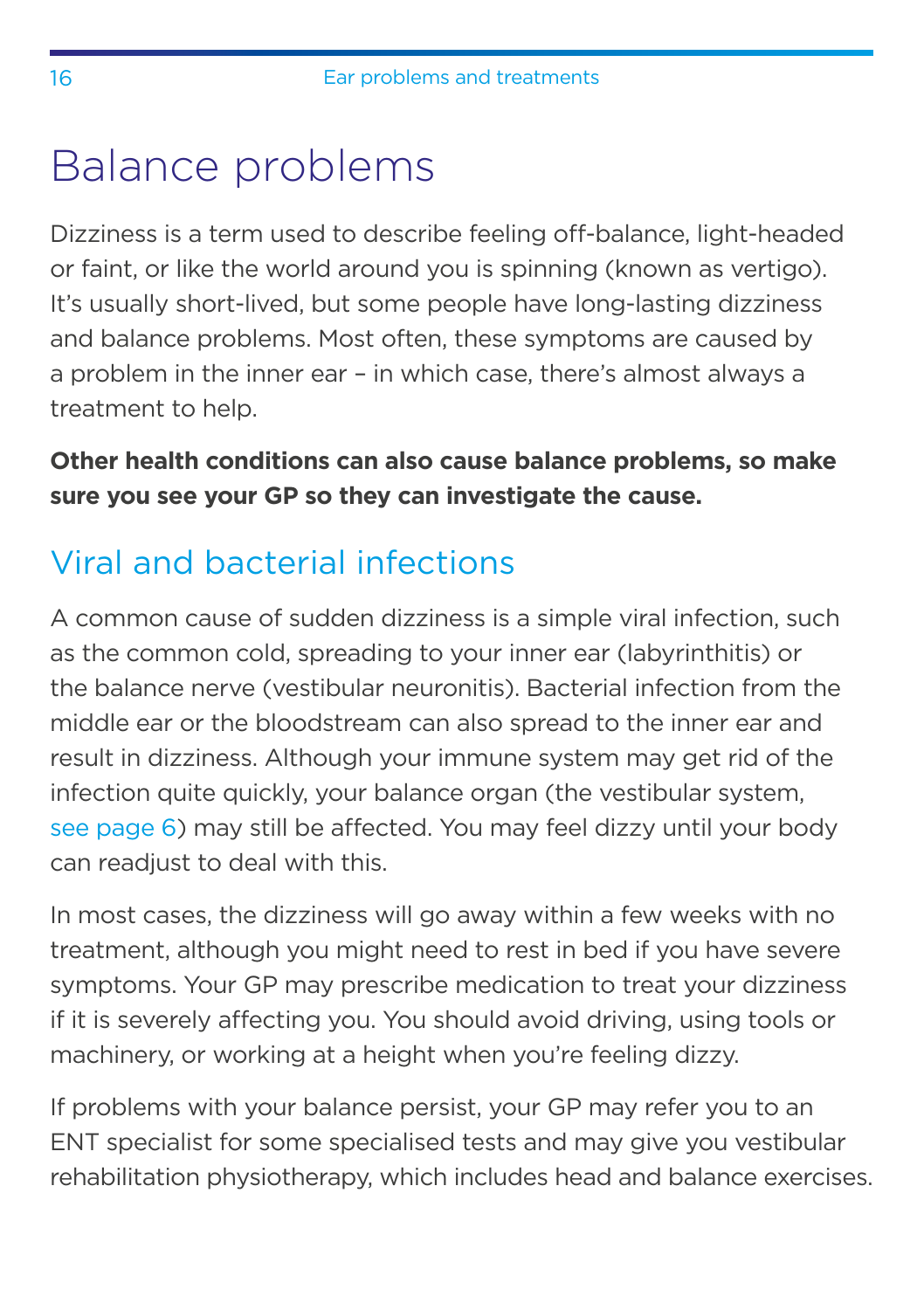# Balance problems

Dizziness is a term used to describe feeling off-balance, light-headed or faint, or like the world around you is spinning (known as vertigo). It's usually short-lived, but some people have long-lasting dizziness and balance problems. Most often, these symptoms are caused by a problem in the inner ear – in which case, there's almost always a treatment to help.

**Other health conditions can also cause balance problems, so make sure you see your GP so they can investigate the cause.**

## Viral and bacterial infections

A common cause of sudden dizziness is a simple viral infection, such as the common cold, spreading to your inner ear (labyrinthitis) or the balance nerve (vestibular neuronitis). Bacterial infection from the middle ear or the bloodstream can also spread to the inner ear and result in dizziness. Although your immune system may get rid of the infection quite quickly, your balance organ (the vestibular system, see page 6) may still be affected. You may feel dizzy until your body can readjust to deal with this.

In most cases, the dizziness will go away within a few weeks with no treatment, although you might need to rest in bed if you have severe symptoms. Your GP may prescribe medication to treat your dizziness if it is severely affecting you. You should avoid driving, using tools or machinery, or working at a height when you're feeling dizzy.

If problems with your balance persist, your GP may refer you to an ENT specialist for some specialised tests and may give you vestibular rehabilitation physiotherapy, which includes head and balance exercises.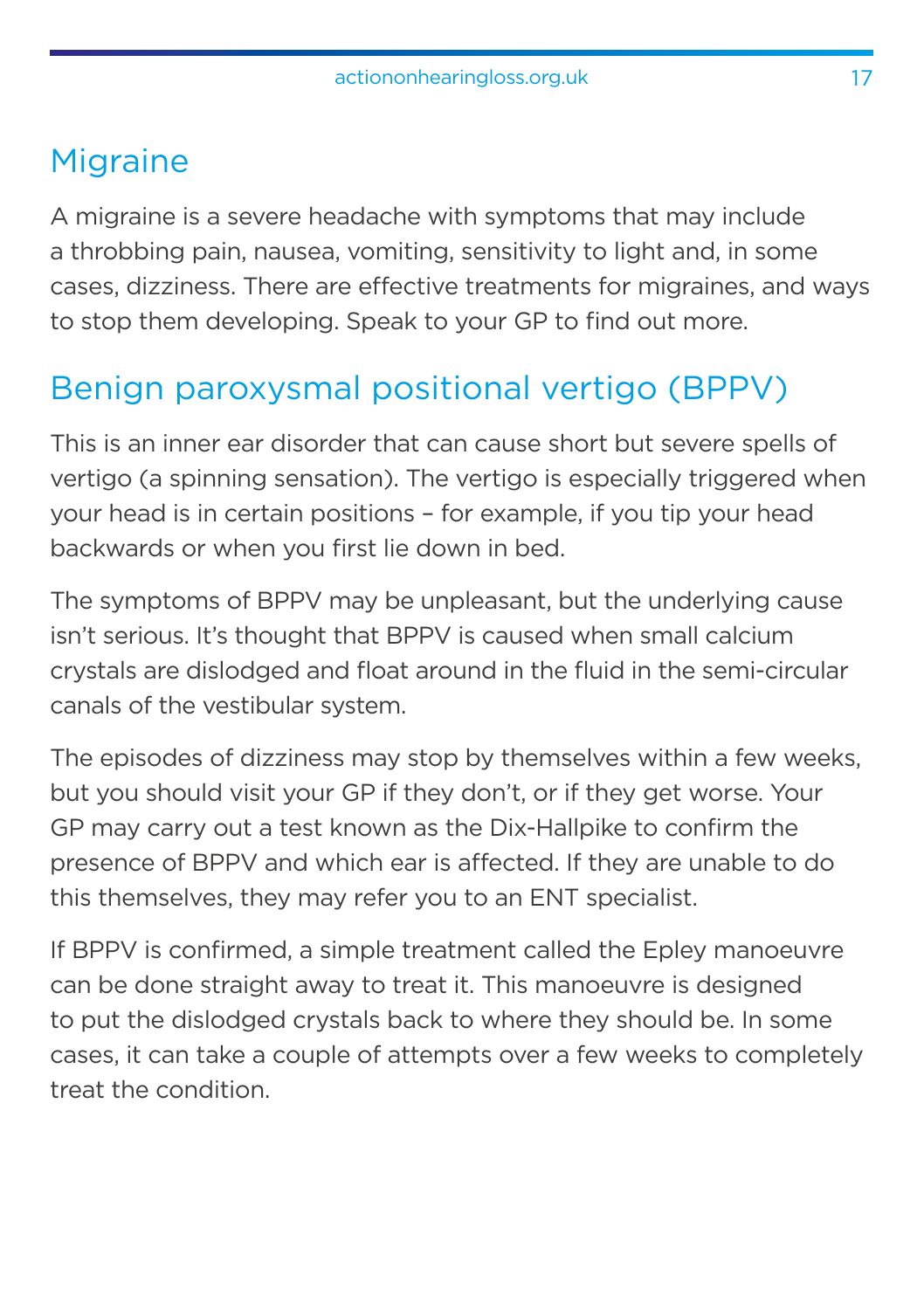## Migraine

A migraine is a severe headache with symptoms that may include a throbbing pain, nausea, vomiting, sensitivity to light and, in some cases, dizziness. There are effective treatments for migraines, and ways to stop them developing. Speak to your GP to find out more.

## Benign paroxysmal positional vertigo (BPPV)

This is an inner ear disorder that can cause short but severe spells of vertigo (a spinning sensation). The vertigo is especially triggered when your head is in certain positions – for example, if you tip your head backwards or when you first lie down in bed.

The symptoms of BPPV may be unpleasant, but the underlying cause isn't serious. It's thought that BPPV is caused when small calcium crystals are dislodged and float around in the fluid in the semi-circular canals of the vestibular system.

The episodes of dizziness may stop by themselves within a few weeks, but you should visit your GP if they don't, or if they get worse. Your GP may carry out a test known as the Dix-Hallpike to confirm the presence of BPPV and which ear is affected. If they are unable to do this themselves, they may refer you to an ENT specialist.

If BPPV is confirmed, a simple treatment called the Epley manoeuvre can be done straight away to treat it. This manoeuvre is designed to put the dislodged crystals back to where they should be. In some cases, it can take a couple of attempts over a few weeks to completely treat the condition.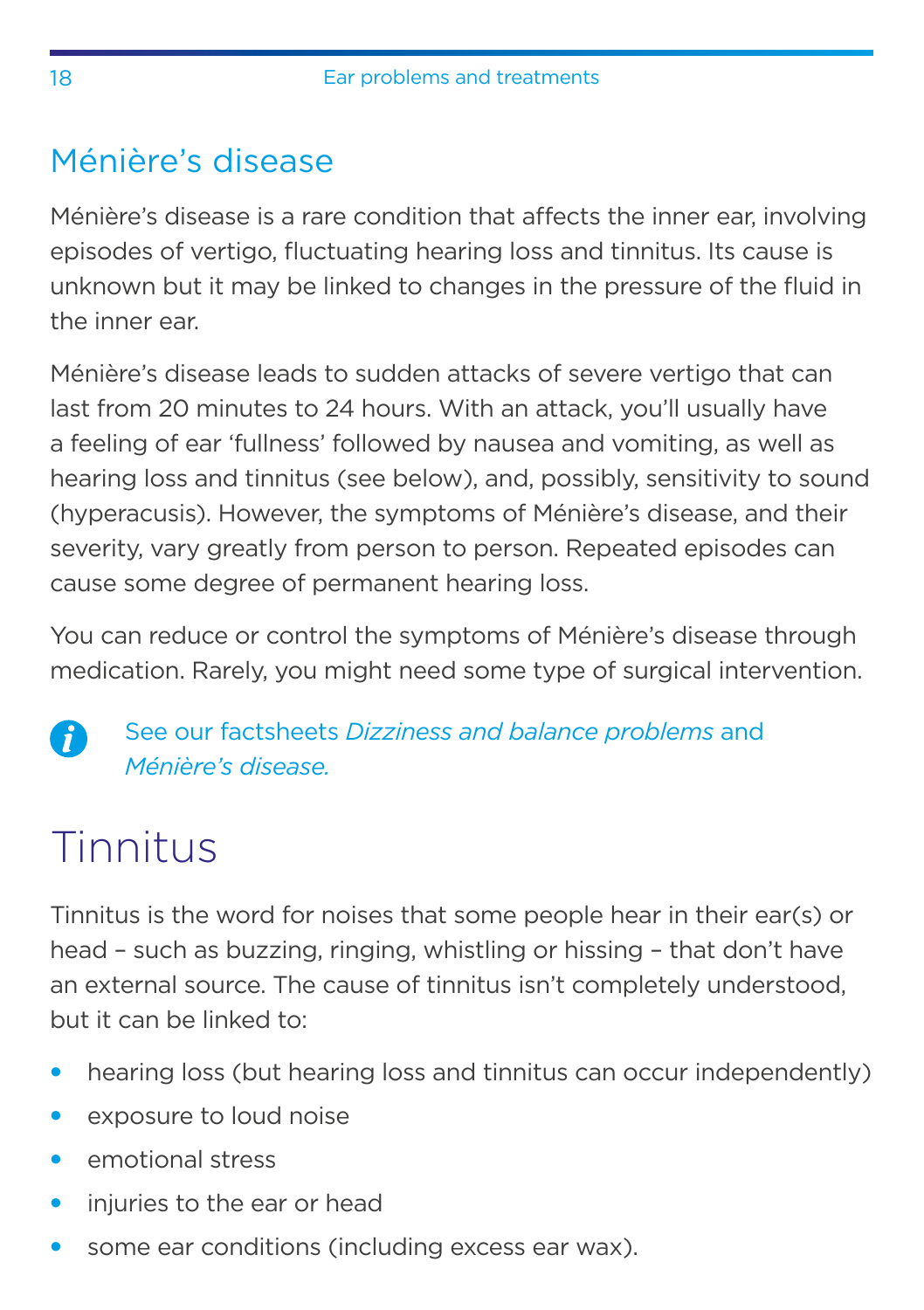## Ménière's disease

Ménière's disease is a rare condition that affects the inner ear, involving episodes of vertigo, fluctuating hearing loss and tinnitus. Its cause is unknown but it may be linked to changes in the pressure of the fluid in the inner ear.

Ménière's disease leads to sudden attacks of severe vertigo that can last from 20 minutes to 24 hours. With an attack, you'll usually have a feeling of ear 'fullness' followed by nausea and vomiting, as well as hearing loss and tinnitus (see below), and, possibly, sensitivity to sound (hyperacusis). However, the symptoms of Ménière's disease, and their severity, vary greatly from person to person. Repeated episodes can cause some degree of permanent hearing loss.

You can reduce or control the symptoms of Ménière's disease through medication. Rarely, you might need some type of surgical intervention.

See our factsheets *Dizziness and balance problems* and *Ménière's disease.*

# Tinnitus

Tinnitus is the word for noises that some people hear in their ear(s) or head – such as buzzing, ringing, whistling or hissing – that don't have an external source. The cause of tinnitus isn't completely understood, but it can be linked to:

- hearing loss (but hearing loss and tinnitus can occur independently)
- exposure to loud noise
- emotional stress
- injuries to the ear or head
- some ear conditions (including excess ear wax).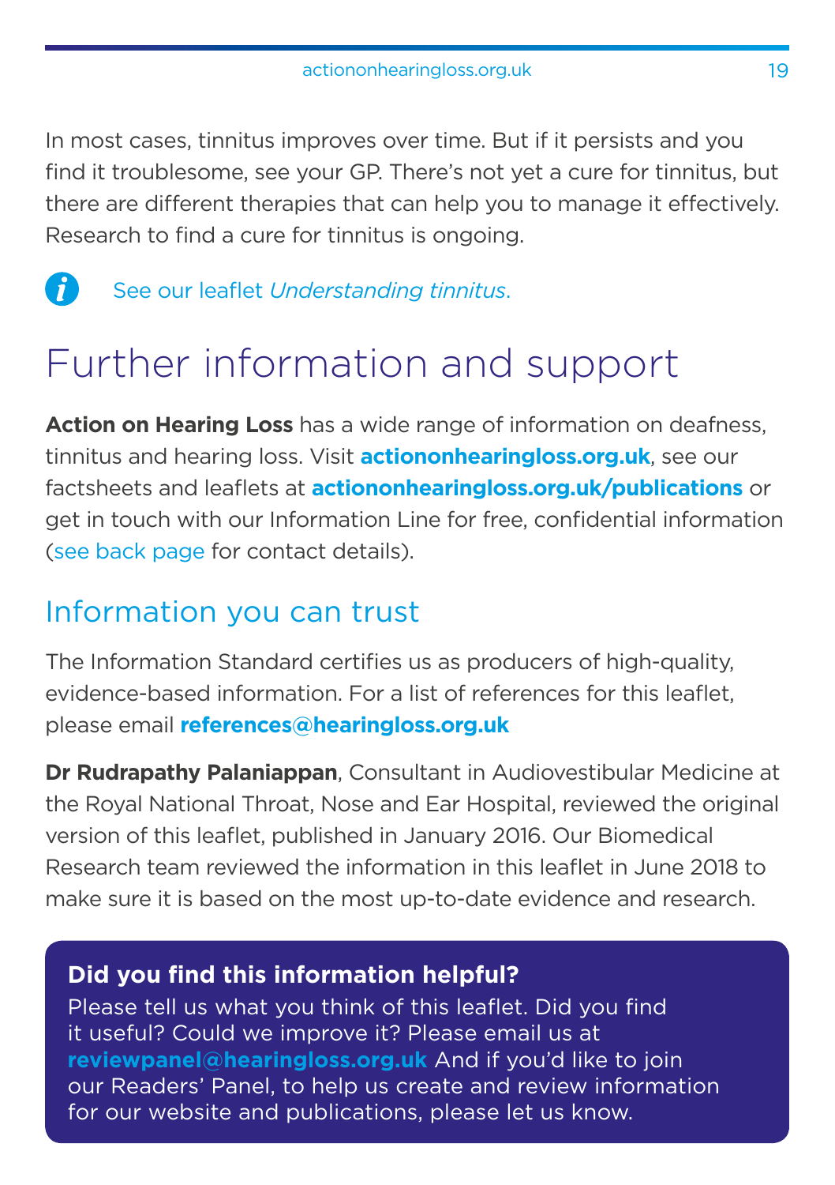In most cases, tinnitus improves over time. But if it persists and you find it troublesome, see your GP. There's not yet a cure for tinnitus, but there are different therapies that can help you to manage it effectively. Research to find a cure for tinnitus is ongoing.

See our leaflet *Understanding tinnitus*.

# Further information and support

**Action on Hearing Loss** has a wide range of information on deafness, tinnitus and hearing loss. Visit **actiononhearingloss.org.uk**, see our factsheets and leaflets at **actiononhearingloss.org.uk/publications** or get in touch with our Information Line for free, confidential information (see back page for contact details).

## Information you can trust

The Information Standard certifies us as producers of high-quality, evidence-based information. For a list of references for this leaflet, please email **references@hearingloss.org.uk**

**Dr Rudrapathy Palaniappan**, Consultant in Audiovestibular Medicine at the Royal National Throat, Nose and Ear Hospital, reviewed the original version of this leaflet, published in January 2016. Our Biomedical Research team reviewed the information in this leaflet in June 2018 to make sure it is based on the most up-to-date evidence and research.

**Did you find this information helpful?**
Please tell us what you think of this leaflet. Did you find it useful? Could we improve it? Please email us at **reviewpanel@hearingloss.org.uk** And if you'd like to join our Readers' Panel, to help us create and review information for our website and publications, please let us know.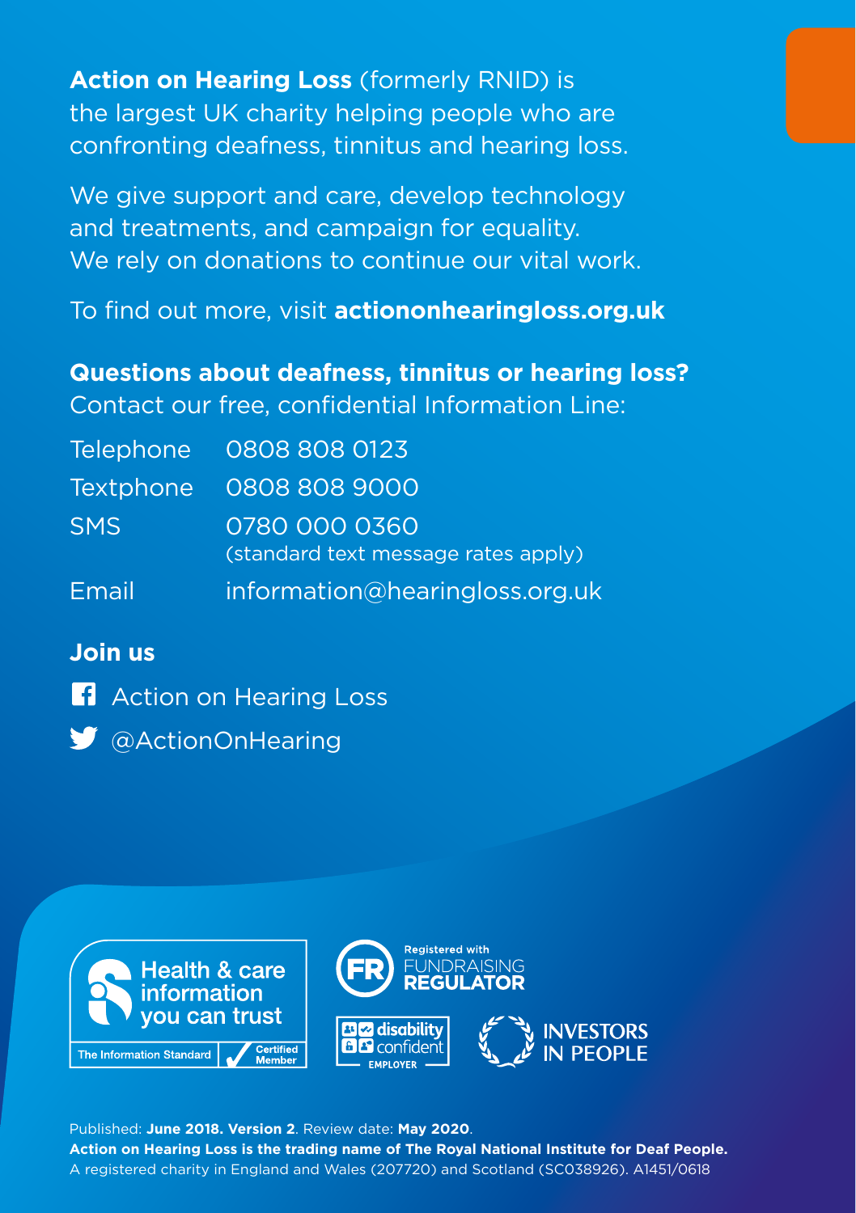**Action on Hearing Loss** (formerly RNID) is the largest UK charity helping people who are confronting deafness, tinnitus and hearing loss.

We give support and care, develop technology and treatments, and campaign for equality. We rely on donations to continue our vital work.

To find out more, visit **actiononhearingloss.org.uk**

**Questions about deafness, tinnitus or hearing loss?**
Contact our free, confidential Information Line:

| | |
|---|---|
| Telephone | 0808 808 0123 |
| Textphone | 0808 808 9000 |
| SMS | 0780 000 0360 (standard text message rates apply) |
| Email | information@hearingloss.org.uk |

**Join us**

Action on Hearing Loss

@ActionOnHearing

Health & care information you can trust

The Information Standard Certified Member

Registered with FUNDRAISING REGULATOR

disability confident EMPLOYER

INVESTORS IN PEOPLE

Published: **June 2018. Version 2**. Review date: **May 2020**.
**Action on Hearing Loss is the trading name of The Royal National Institute for Deaf People.**
A registered charity in England and Wales (207720) and Scotland (SC038926). A1451/0618